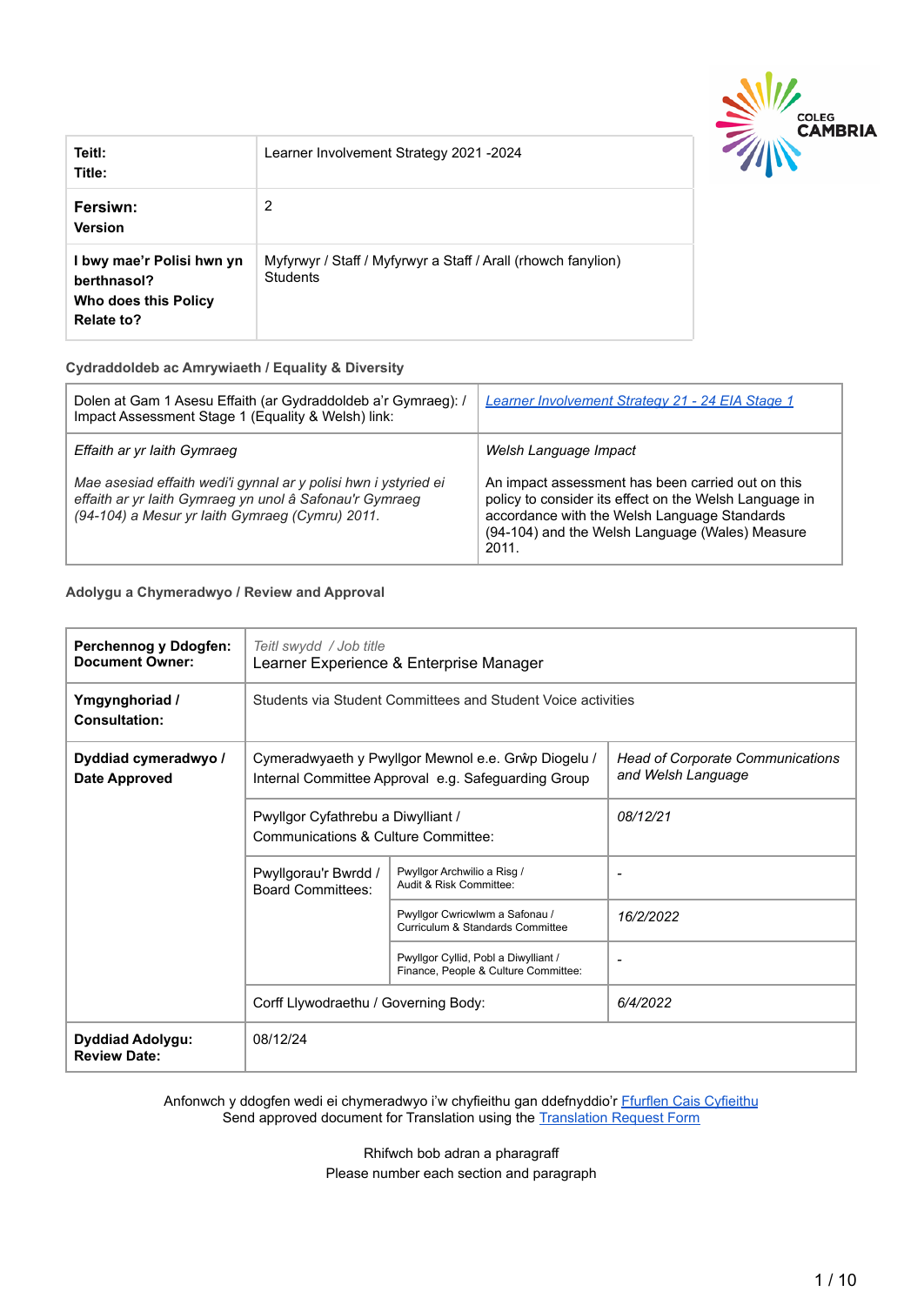| Teitl: Title: | Learner Involvement Strategy 2021 -2024 |
|---|---|
| **Fersiwn: Version** | 2 |
| **I bwy mae'r Polisi hwn yn berthnasol? Who does this Policy Relate to?** | Myfyrwyr / Staff / Myfyrwyr a Staff / Arall (rhowch fanylion) Students |

**Cydraddoldeb ac Amrywiaeth / Equality & Diversity**

| Dolen at Gam 1 Asesu Effaith (ar Gydraddoldeb a'r Gymraeg): / Impact Assessment Stage 1 (Equality & Welsh) link: | *Learner Involvement Strategy 21 - 24 EIA Stage 1* |
|---|---|
| *Effaith ar yr Iaith Gymraeg*<br><br>*Mae asesiad effaith wedi'i gynnal ar y polisi hwn i ystyried ei effaith ar yr Iaith Gymraeg yn unol â Safonau'r Gymraeg (94-104) a Mesur yr Iaith Gymraeg (Cymru) 2011.* | *Welsh Language Impact*<br><br>An impact assessment has been carried out on this policy to consider its effect on the Welsh Language in accordance with the Welsh Language Standards (94-104) and the Welsh Language (Wales) Measure 2011. |

**Adolygu a Chymeradwyo / Review and Approval**

| **Perchennog y Ddogfen: Document Owner:** | *Teitl swydd / Job title*<br>Learner Experience & Enterprise Manager | | |
|---|---|---|---|
| **Ymgynghoriad / Consultation:** | Students via Student Committees and Student Voice activities | | |
| **Dyddiad cymeradwyo / Date Approved** | Cymeradwyaeth y Pwyllgor Mewnol e.e. Grŵp Diogelu / Internal Committee Approval e.g. Safeguarding Group | | *Head of Corporate Communications and Welsh Language* |
| | Pwyllgor Cyfathrebu a Diwylliant / Communications & Culture Committee: | | *08/12/21* |
| | Pwyllgorau'r Bwrdd / Board Committees: | Pwyllgor Archwilio a Risg / Audit & Risk Committee: | - |
| | | Pwyllgor Cwricwlwm a Safonau / Curriculum & Standards Committee | *16/2/2022* |
| | | Pwyllgor Cyllid, Pobl a Diwylliant / Finance, People & Culture Committee: | - |
| | Corff Llywodraethu / Governing Body: | | *6/4/2022* |
| **Dyddiad Adolygu: Review Date:** | 08/12/24 | | |

Anfonwch y ddogfen wedi ei chymeradwyo i'w chyfieithu gan ddefnyddio'r Ffurflen Cais Cyfieithu
Send approved document for Translation using the Translation Request Form

Rhifwch bob adran a pharagraff
Please number each section and paragraph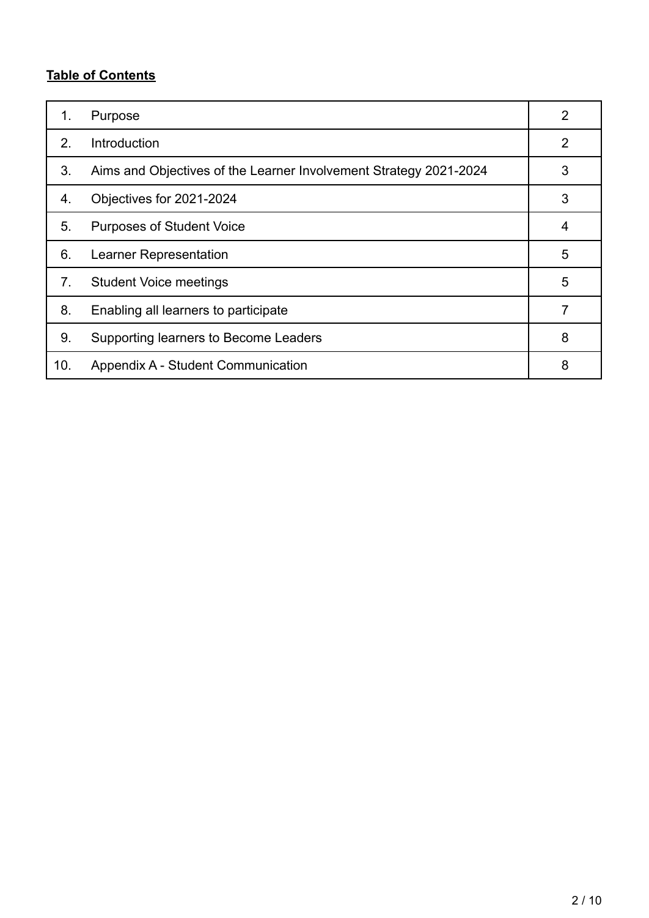**Table of Contents**

| | | |
|---|---|---|
| 1. | Purpose | 2 |
| 2. | Introduction | 2 |
| 3. | Aims and Objectives of the Learner Involvement Strategy 2021-2024 | 3 |
| 4. | Objectives for 2021-2024 | 3 |
| 5. | Purposes of Student Voice | 4 |
| 6. | Learner Representation | 5 |
| 7. | Student Voice meetings | 5 |
| 8. | Enabling all learners to participate | 7 |
| 9. | Supporting learners to Become Leaders | 8 |
| 10. | Appendix A - Student Communication | 8 |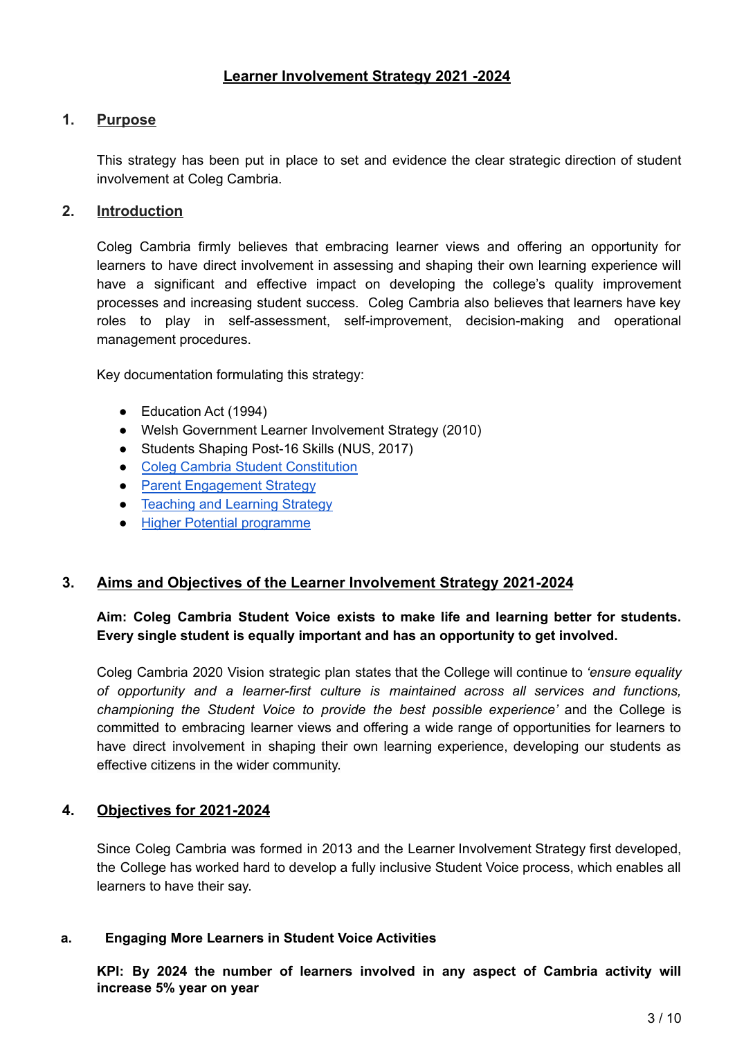# Learner Involvement Strategy 2021 -2024

## 1. Purpose

This strategy has been put in place to set and evidence the clear strategic direction of student involvement at Coleg Cambria.

## 2. Introduction

Coleg Cambria firmly believes that embracing learner views and offering an opportunity for learners to have direct involvement in assessing and shaping their own learning experience will have a significant and effective impact on developing the college's quality improvement processes and increasing student success. Coleg Cambria also believes that learners have key roles to play in self-assessment, self-improvement, decision-making and operational management procedures.

Key documentation formulating this strategy:

- Education Act (1994)
- Welsh Government Learner Involvement Strategy (2010)
- Students Shaping Post-16 Skills (NUS, 2017)
- Coleg Cambria Student Constitution
- Parent Engagement Strategy
- Teaching and Learning Strategy
- Higher Potential programme

## 3. Aims and Objectives of the Learner Involvement Strategy 2021-2024

**Aim: Coleg Cambria Student Voice exists to make life and learning better for students. Every single student is equally important and has an opportunity to get involved.**

Coleg Cambria 2020 Vision strategic plan states that the College will continue to *'ensure equality of opportunity and a learner-first culture is maintained across all services and functions, championing the Student Voice to provide the best possible experience'* and the College is committed to embracing learner views and offering a wide range of opportunities for learners to have direct involvement in shaping their own learning experience, developing our students as effective citizens in the wider community.

## 4. Objectives for 2021-2024

Since Coleg Cambria was formed in 2013 and the Learner Involvement Strategy first developed, the College has worked hard to develop a fully inclusive Student Voice process, which enables all learners to have their say.

### a. Engaging More Learners in Student Voice Activities

**KPI: By 2024 the number of learners involved in any aspect of Cambria activity will increase 5% year on year**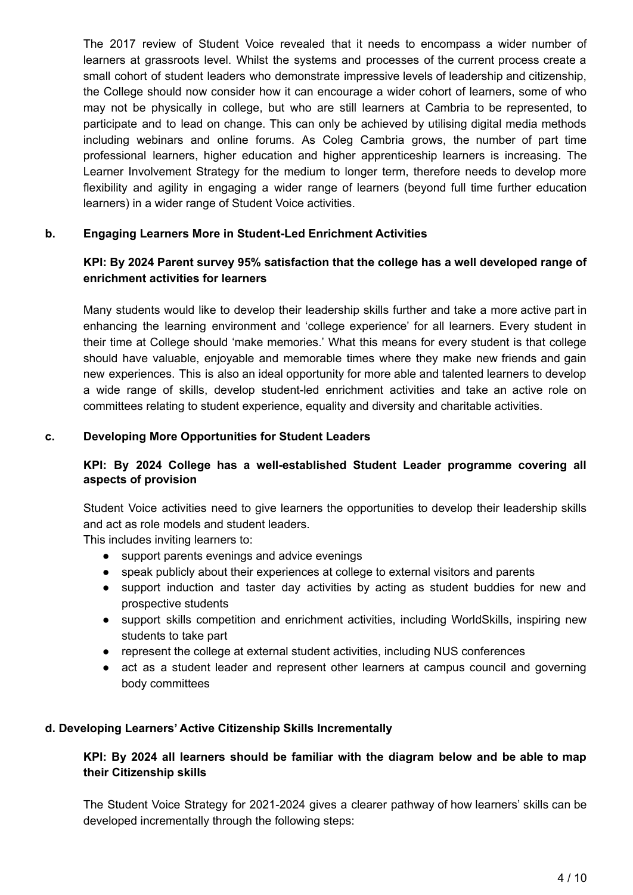The 2017 review of Student Voice revealed that it needs to encompass a wider number of learners at grassroots level. Whilst the systems and processes of the current process create a small cohort of student leaders who demonstrate impressive levels of leadership and citizenship, the College should now consider how it can encourage a wider cohort of learners, some of who may not be physically in college, but who are still learners at Cambria to be represented, to participate and to lead on change. This can only be achieved by utilising digital media methods including webinars and online forums. As Coleg Cambria grows, the number of part time professional learners, higher education and higher apprenticeship learners is increasing. The Learner Involvement Strategy for the medium to longer term, therefore needs to develop more flexibility and agility in engaging a wider range of learners (beyond full time further education learners) in a wider range of Student Voice activities.

### b. Engaging Learners More in Student-Led Enrichment Activities

**KPI: By 2024 Parent survey 95% satisfaction that the college has a well developed range of enrichment activities for learners**

Many students would like to develop their leadership skills further and take a more active part in enhancing the learning environment and 'college experience' for all learners. Every student in their time at College should 'make memories.' What this means for every student is that college should have valuable, enjoyable and memorable times where they make new friends and gain new experiences. This is also an ideal opportunity for more able and talented learners to develop a wide range of skills, develop student-led enrichment activities and take an active role on committees relating to student experience, equality and diversity and charitable activities.

### c. Developing More Opportunities for Student Leaders

**KPI: By 2024 College has a well-established Student Leader programme covering all aspects of provision**

Student Voice activities need to give learners the opportunities to develop their leadership skills and act as role models and student leaders.
This includes inviting learners to:

- support parents evenings and advice evenings
- speak publicly about their experiences at college to external visitors and parents
- support induction and taster day activities by acting as student buddies for new and prospective students
- support skills competition and enrichment activities, including WorldSkills, inspiring new students to take part
- represent the college at external student activities, including NUS conferences
- act as a student leader and represent other learners at campus council and governing body committees

### d. Developing Learners' Active Citizenship Skills Incrementally

**KPI: By 2024 all learners should be familiar with the diagram below and be able to map their Citizenship skills**

The Student Voice Strategy for 2021-2024 gives a clearer pathway of how learners' skills can be developed incrementally through the following steps: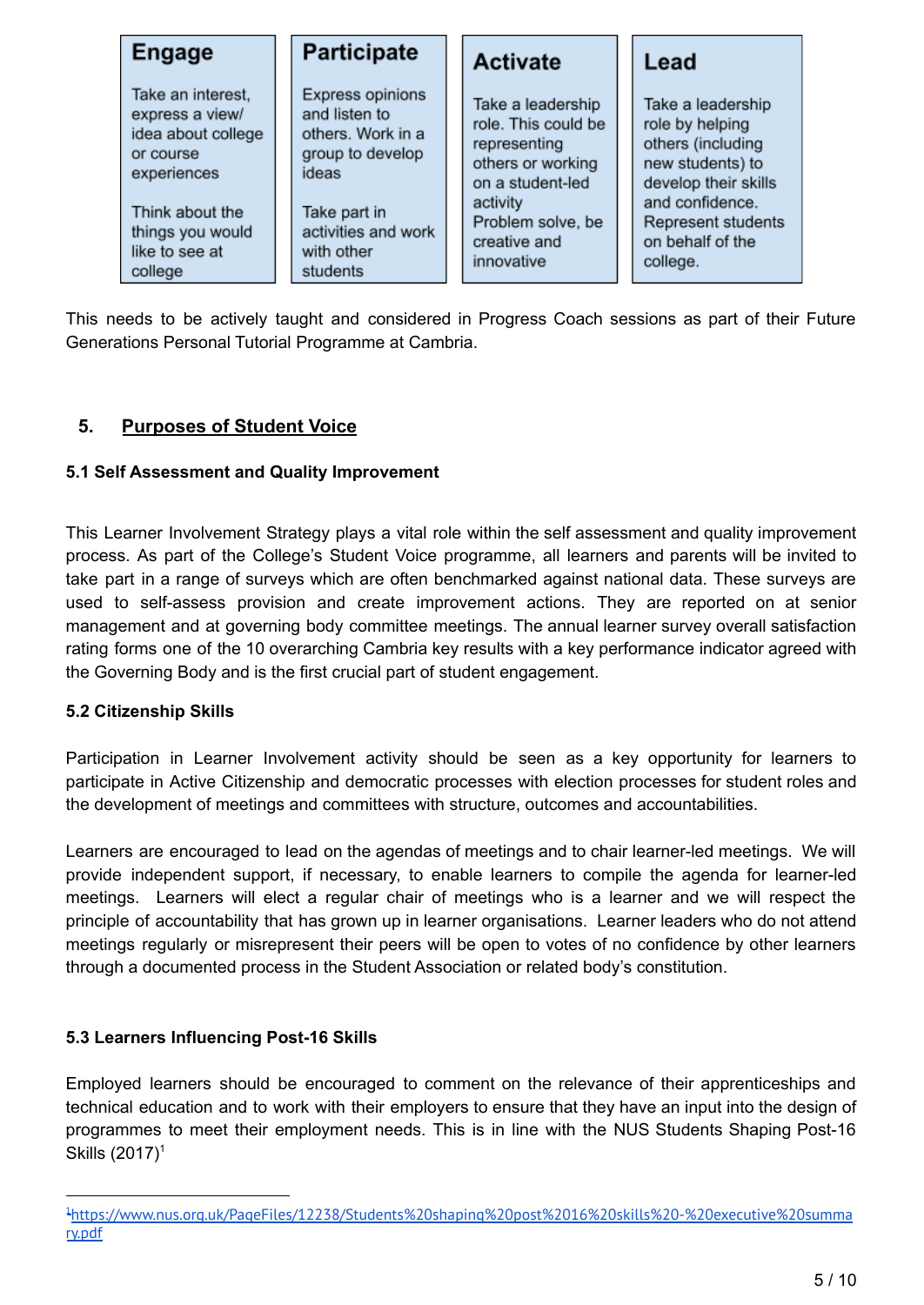| Engage | Participate | Activate | Lead |
|---|---|---|---|
| Take an interest, express a view/ idea about college or course experiences<br><br>Think about the things you would like to see at college | Express opinions and listen to others. Work in a group to develop ideas<br><br>Take part in activities and work with other students | Take a leadership role. This could be representing others or working on a student-led activity<br>Problem solve, be creative and innovative | Take a leadership role by helping others (including new students) to develop their skills and confidence.<br>Represent students on behalf of the college. |

This needs to be actively taught and considered in Progress Coach sessions as part of their Future Generations Personal Tutorial Programme at Cambria.

## 5. Purposes of Student Voice

### 5.1 Self Assessment and Quality Improvement

This Learner Involvement Strategy plays a vital role within the self assessment and quality improvement process. As part of the College's Student Voice programme, all learners and parents will be invited to take part in a range of surveys which are often benchmarked against national data. These surveys are used to self-assess provision and create improvement actions. They are reported on at senior management and at governing body committee meetings. The annual learner survey overall satisfaction rating forms one of the 10 overarching Cambria key results with a key performance indicator agreed with the Governing Body and is the first crucial part of student engagement.

### 5.2 Citizenship Skills

Participation in Learner Involvement activity should be seen as a key opportunity for learners to participate in Active Citizenship and democratic processes with election processes for student roles and the development of meetings and committees with structure, outcomes and accountabilities.

Learners are encouraged to lead on the agendas of meetings and to chair learner-led meetings. We will provide independent support, if necessary, to enable learners to compile the agenda for learner-led meetings. Learners will elect a regular chair of meetings who is a learner and we will respect the principle of accountability that has grown up in learner organisations. Learner leaders who do not attend meetings regularly or misrepresent their peers will be open to votes of no confidence by other learners through a documented process in the Student Association or related body's constitution.

### 5.3 Learners Influencing Post-16 Skills

Employed learners should be encouraged to comment on the relevance of their apprenticeships and technical education and to work with their employers to ensure that they have an input into the design of programmes to meet their employment needs. This is in line with the NUS Students Shaping Post-16 Skills (2017)[1]

---

[1] https://www.nus.org.uk/PageFiles/12238/Students%20shaping%20post%2016%20skills%20-%20executive%20summary.pdf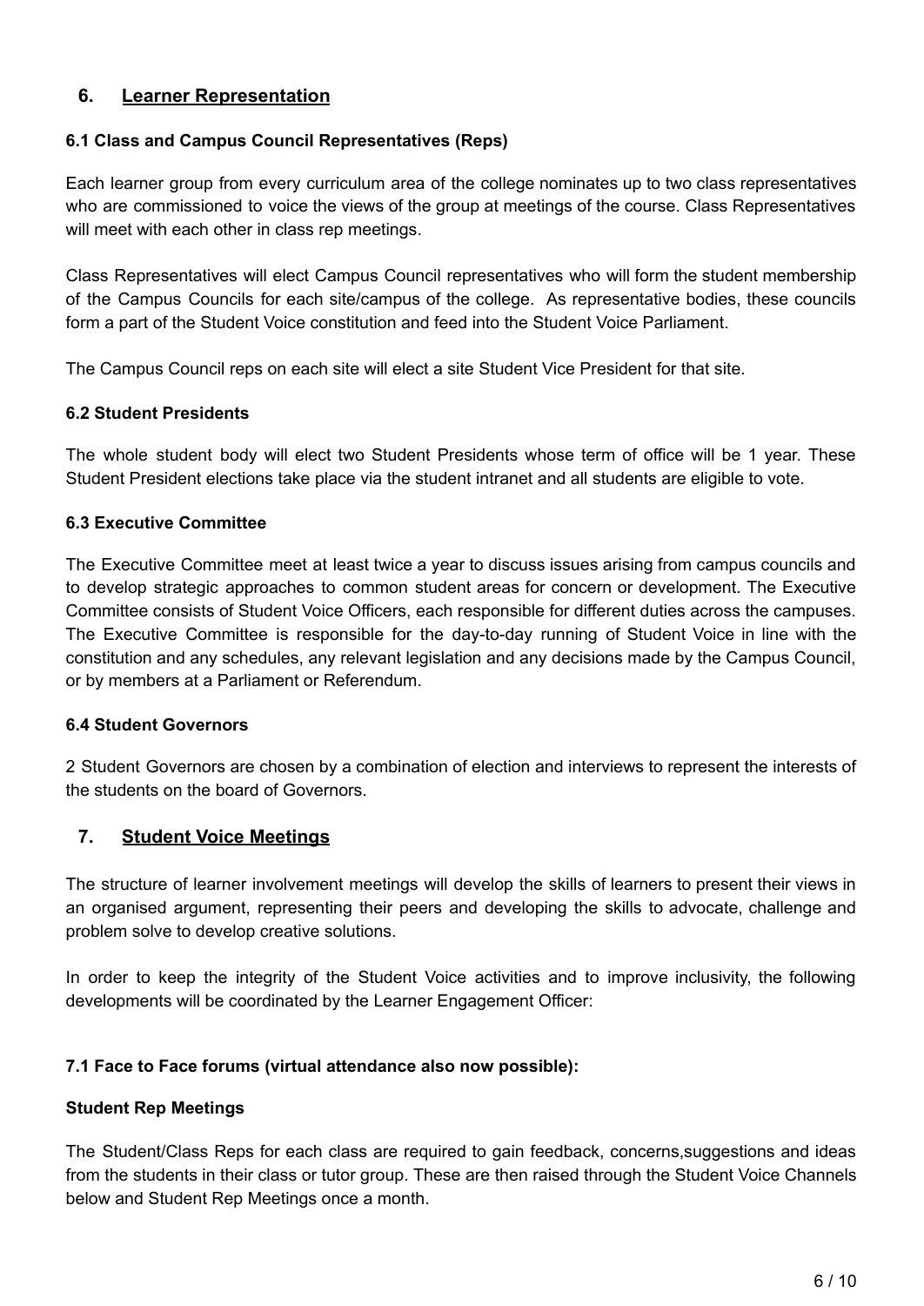## 6. Learner Representation

### 6.1 Class and Campus Council Representatives (Reps)

Each learner group from every curriculum area of the college nominates up to two class representatives who are commissioned to voice the views of the group at meetings of the course. Class Representatives will meet with each other in class rep meetings.

Class Representatives will elect Campus Council representatives who will form the student membership of the Campus Councils for each site/campus of the college. As representative bodies, these councils form a part of the Student Voice constitution and feed into the Student Voice Parliament.

The Campus Council reps on each site will elect a site Student Vice President for that site.

### 6.2 Student Presidents

The whole student body will elect two Student Presidents whose term of office will be 1 year. These Student President elections take place via the student intranet and all students are eligible to vote.

### 6.3 Executive Committee

The Executive Committee meet at least twice a year to discuss issues arising from campus councils and to develop strategic approaches to common student areas for concern or development. The Executive Committee consists of Student Voice Officers, each responsible for different duties across the campuses. The Executive Committee is responsible for the day-to-day running of Student Voice in line with the constitution and any schedules, any relevant legislation and any decisions made by the Campus Council, or by members at a Parliament or Referendum.

### 6.4 Student Governors

2 Student Governors are chosen by a combination of election and interviews to represent the interests of the students on the board of Governors.

## 7. Student Voice Meetings

The structure of learner involvement meetings will develop the skills of learners to present their views in an organised argument, representing their peers and developing the skills to advocate, challenge and problem solve to develop creative solutions.

In order to keep the integrity of the Student Voice activities and to improve inclusivity, the following developments will be coordinated by the Learner Engagement Officer:

### 7.1 Face to Face forums (virtual attendance also now possible):

**Student Rep Meetings**

The Student/Class Reps for each class are required to gain feedback, concerns,suggestions and ideas from the students in their class or tutor group. These are then raised through the Student Voice Channels below and Student Rep Meetings once a month.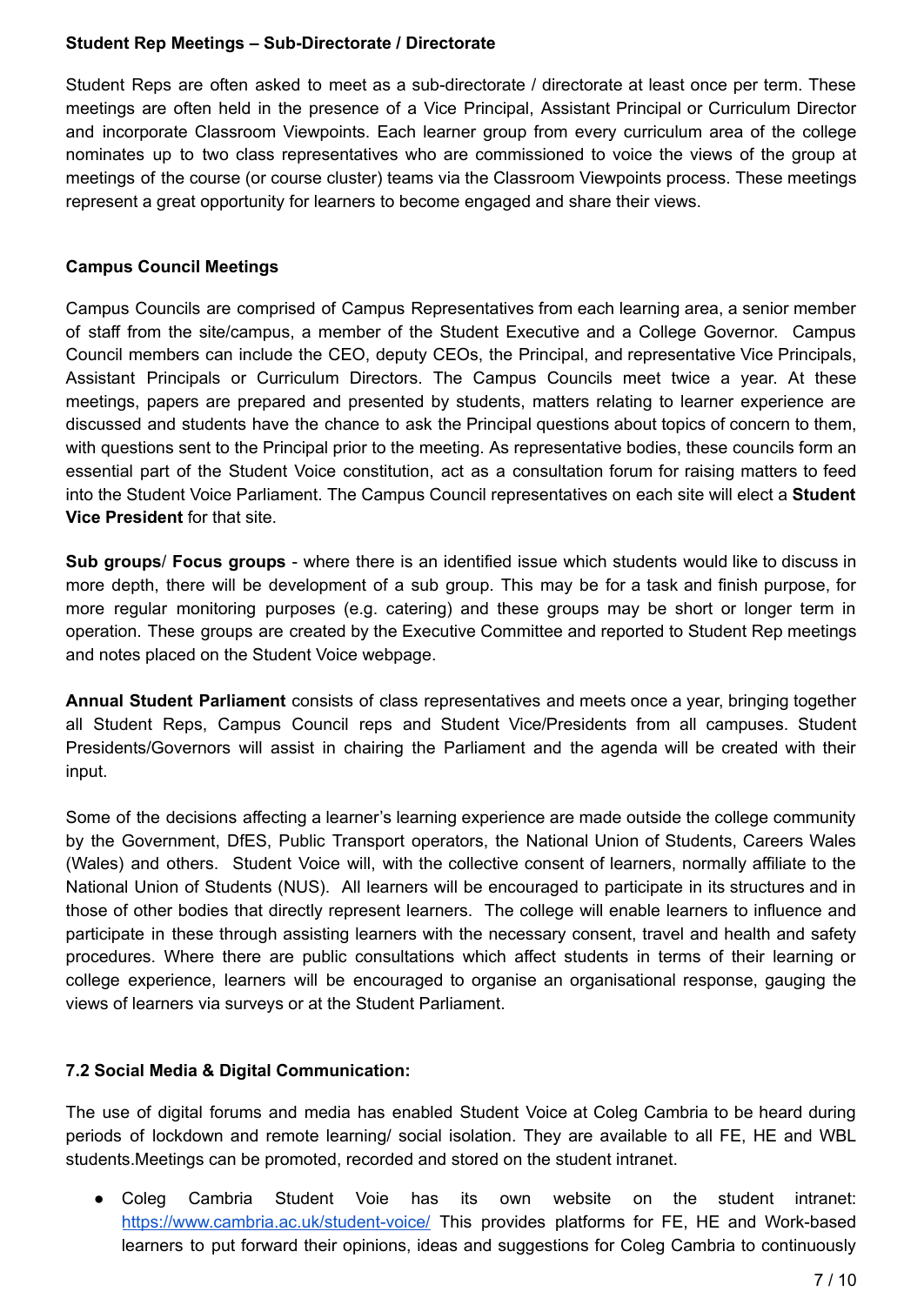**Student Rep Meetings – Sub-Directorate / Directorate**

Student Reps are often asked to meet as a sub-directorate / directorate at least once per term. These meetings are often held in the presence of a Vice Principal, Assistant Principal or Curriculum Director and incorporate Classroom Viewpoints. Each learner group from every curriculum area of the college nominates up to two class representatives who are commissioned to voice the views of the group at meetings of the course (or course cluster) teams via the Classroom Viewpoints process. These meetings represent a great opportunity for learners to become engaged and share their views.

**Campus Council Meetings**

Campus Councils are comprised of Campus Representatives from each learning area, a senior member of staff from the site/campus, a member of the Student Executive and a College Governor. Campus Council members can include the CEO, deputy CEOs, the Principal, and representative Vice Principals, Assistant Principals or Curriculum Directors. The Campus Councils meet twice a year. At these meetings, papers are prepared and presented by students, matters relating to learner experience are discussed and students have the chance to ask the Principal questions about topics of concern to them, with questions sent to the Principal prior to the meeting. As representative bodies, these councils form an essential part of the Student Voice constitution, act as a consultation forum for raising matters to feed into the Student Voice Parliament. The Campus Council representatives on each site will elect a **Student Vice President** for that site.

**Sub groups**/ **Focus groups** - where there is an identified issue which students would like to discuss in more depth, there will be development of a sub group. This may be for a task and finish purpose, for more regular monitoring purposes (e.g. catering) and these groups may be short or longer term in operation. These groups are created by the Executive Committee and reported to Student Rep meetings and notes placed on the Student Voice webpage.

**Annual Student Parliament** consists of class representatives and meets once a year, bringing together all Student Reps, Campus Council reps and Student Vice/Presidents from all campuses. Student Presidents/Governors will assist in chairing the Parliament and the agenda will be created with their input.

Some of the decisions affecting a learner's learning experience are made outside the college community by the Government, DfES, Public Transport operators, the National Union of Students, Careers Wales (Wales) and others. Student Voice will, with the collective consent of learners, normally affiliate to the National Union of Students (NUS). All learners will be encouraged to participate in its structures and in those of other bodies that directly represent learners. The college will enable learners to influence and participate in these through assisting learners with the necessary consent, travel and health and safety procedures. Where there are public consultations which affect students in terms of their learning or college experience, learners will be encouraged to organise an organisational response, gauging the views of learners via surveys or at the Student Parliament.

**7.2 Social Media & Digital Communication:**

The use of digital forums and media has enabled Student Voice at Coleg Cambria to be heard during periods of lockdown and remote learning/ social isolation. They are available to all FE, HE and WBL students.Meetings can be promoted, recorded and stored on the student intranet.

- Coleg Cambria Student Voie has its own website on the student intranet: https://www.cambria.ac.uk/student-voice/ This provides platforms for FE, HE and Work-based learners to put forward their opinions, ideas and suggestions for Coleg Cambria to continuously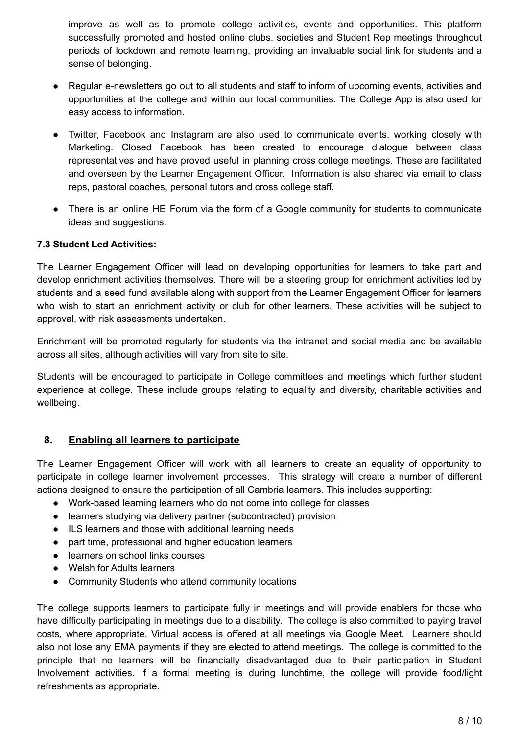improve as well as to promote college activities, events and opportunities. This platform successfully promoted and hosted online clubs, societies and Student Rep meetings throughout periods of lockdown and remote learning, providing an invaluable social link for students and a sense of belonging.

- Regular e-newsletters go out to all students and staff to inform of upcoming events, activities and opportunities at the college and within our local communities. The College App is also used for easy access to information.
- Twitter, Facebook and Instagram are also used to communicate events, working closely with Marketing. Closed Facebook has been created to encourage dialogue between class representatives and have proved useful in planning cross college meetings. These are facilitated and overseen by the Learner Engagement Officer. Information is also shared via email to class reps, pastoral coaches, personal tutors and cross college staff.
- There is an online HE Forum via the form of a Google community for students to communicate ideas and suggestions.

**7.3 Student Led Activities:**

The Learner Engagement Officer will lead on developing opportunities for learners to take part and develop enrichment activities themselves. There will be a steering group for enrichment activities led by students and a seed fund available along with support from the Learner Engagement Officer for learners who wish to start an enrichment activity or club for other learners. These activities will be subject to approval, with risk assessments undertaken.

Enrichment will be promoted regularly for students via the intranet and social media and be available across all sites, although activities will vary from site to site.

Students will be encouraged to participate in College committees and meetings which further student experience at college. These include groups relating to equality and diversity, charitable activities and wellbeing.

## 8. Enabling all learners to participate

The Learner Engagement Officer will work with all learners to create an equality of opportunity to participate in college learner involvement processes. This strategy will create a number of different actions designed to ensure the participation of all Cambria learners. This includes supporting:

- Work-based learning learners who do not come into college for classes
- learners studying via delivery partner (subcontracted) provision
- ILS learners and those with additional learning needs
- part time, professional and higher education learners
- learners on school links courses
- Welsh for Adults learners
- Community Students who attend community locations

The college supports learners to participate fully in meetings and will provide enablers for those who have difficulty participating in meetings due to a disability. The college is also committed to paying travel costs, where appropriate. Virtual access is offered at all meetings via Google Meet. Learners should also not lose any EMA payments if they are elected to attend meetings. The college is committed to the principle that no learners will be financially disadvantaged due to their participation in Student Involvement activities. If a formal meeting is during lunchtime, the college will provide food/light refreshments as appropriate.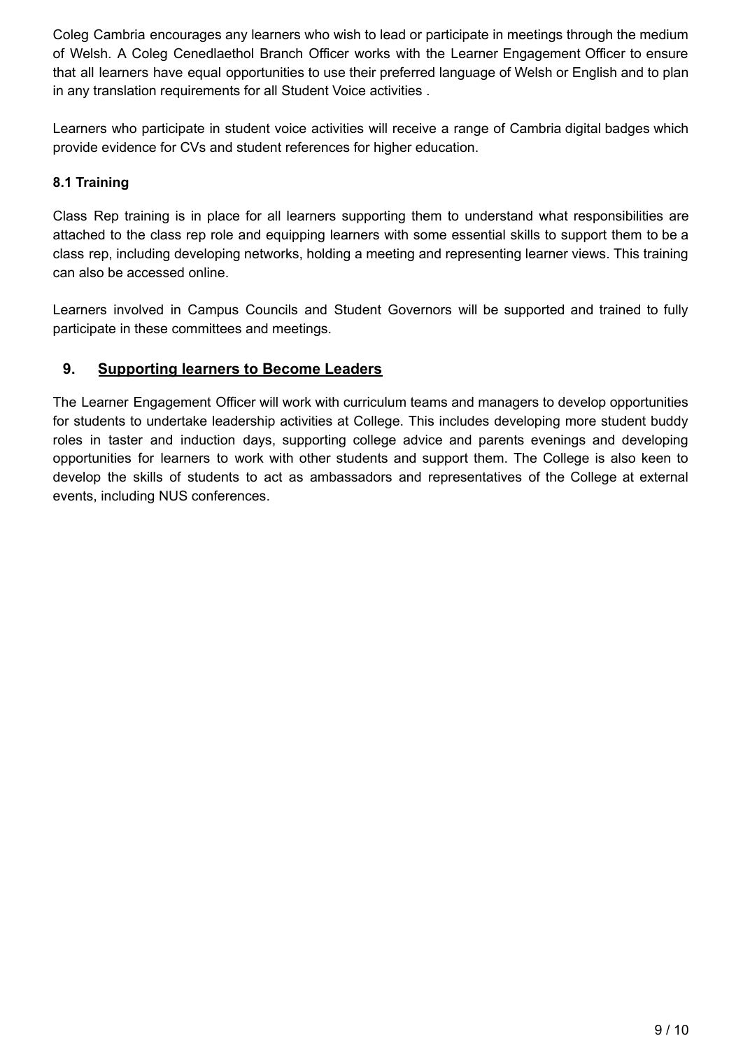Coleg Cambria encourages any learners who wish to lead or participate in meetings through the medium of Welsh. A Coleg Cenedlaethol Branch Officer works with the Learner Engagement Officer to ensure that all learners have equal opportunities to use their preferred language of Welsh or English and to plan in any translation requirements for all Student Voice activities .

Learners who participate in student voice activities will receive a range of Cambria digital badges which provide evidence for CVs and student references for higher education.

### 8.1 Training

Class Rep training is in place for all learners supporting them to understand what responsibilities are attached to the class rep role and equipping learners with some essential skills to support them to be a class rep, including developing networks, holding a meeting and representing learner views. This training can also be accessed online.

Learners involved in Campus Councils and Student Governors will be supported and trained to fully participate in these committees and meetings.

## 9. Supporting learners to Become Leaders

The Learner Engagement Officer will work with curriculum teams and managers to develop opportunities for students to undertake leadership activities at College. This includes developing more student buddy roles in taster and induction days, supporting college advice and parents evenings and developing opportunities for learners to work with other students and support them. The College is also keen to develop the skills of students to act as ambassadors and representatives of the College at external events, including NUS conferences.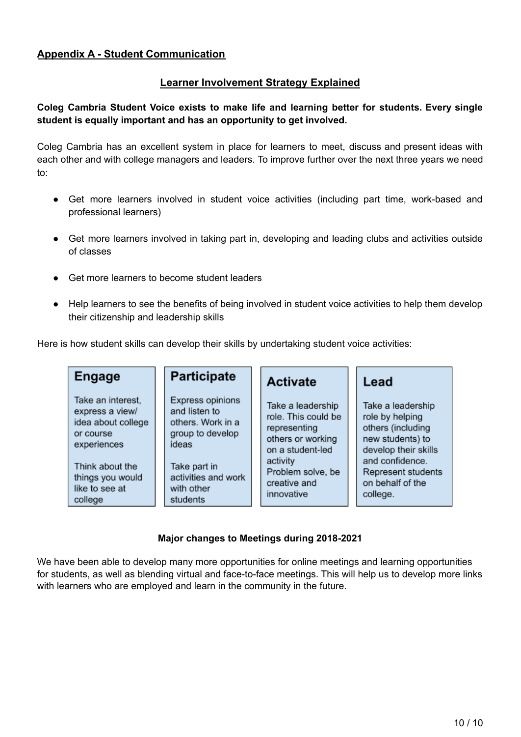## Appendix A - Student Communication

### Learner Involvement Strategy Explained

**Coleg Cambria Student Voice exists to make life and learning better for students. Every single student is equally important and has an opportunity to get involved.**

Coleg Cambria has an excellent system in place for learners to meet, discuss and present ideas with each other and with college managers and leaders. To improve further over the next three years we need to:

- Get more learners involved in student voice activities (including part time, work-based and professional learners)
- Get more learners involved in taking part in, developing and leading clubs and activities outside of classes
- Get more learners to become student leaders
- Help learners to see the benefits of being involved in student voice activities to help them develop their citizenship and leadership skills

Here is how student skills can develop their skills by undertaking student voice activities:

| Engage | Participate | Activate | Lead |
|---|---|---|---|
| Take an interest, express a view/ idea about college or course experiences<br><br>Think about the things you would like to see at college | Express opinions and listen to others. Work in a group to develop ideas<br><br>Take part in activities and work with other students | Take a leadership role. This could be representing others or working on a student-led activity<br>Problem solve, be creative and innovative | Take a leadership role by helping others (including new students) to develop their skills and confidence. Represent students on behalf of the college. |

**Major changes to Meetings during 2018-2021**

We have been able to develop many more opportunities for online meetings and learning opportunities for students, as well as blending virtual and face-to-face meetings. This will help us to develop more links with learners who are employed and learn in the community in the future.